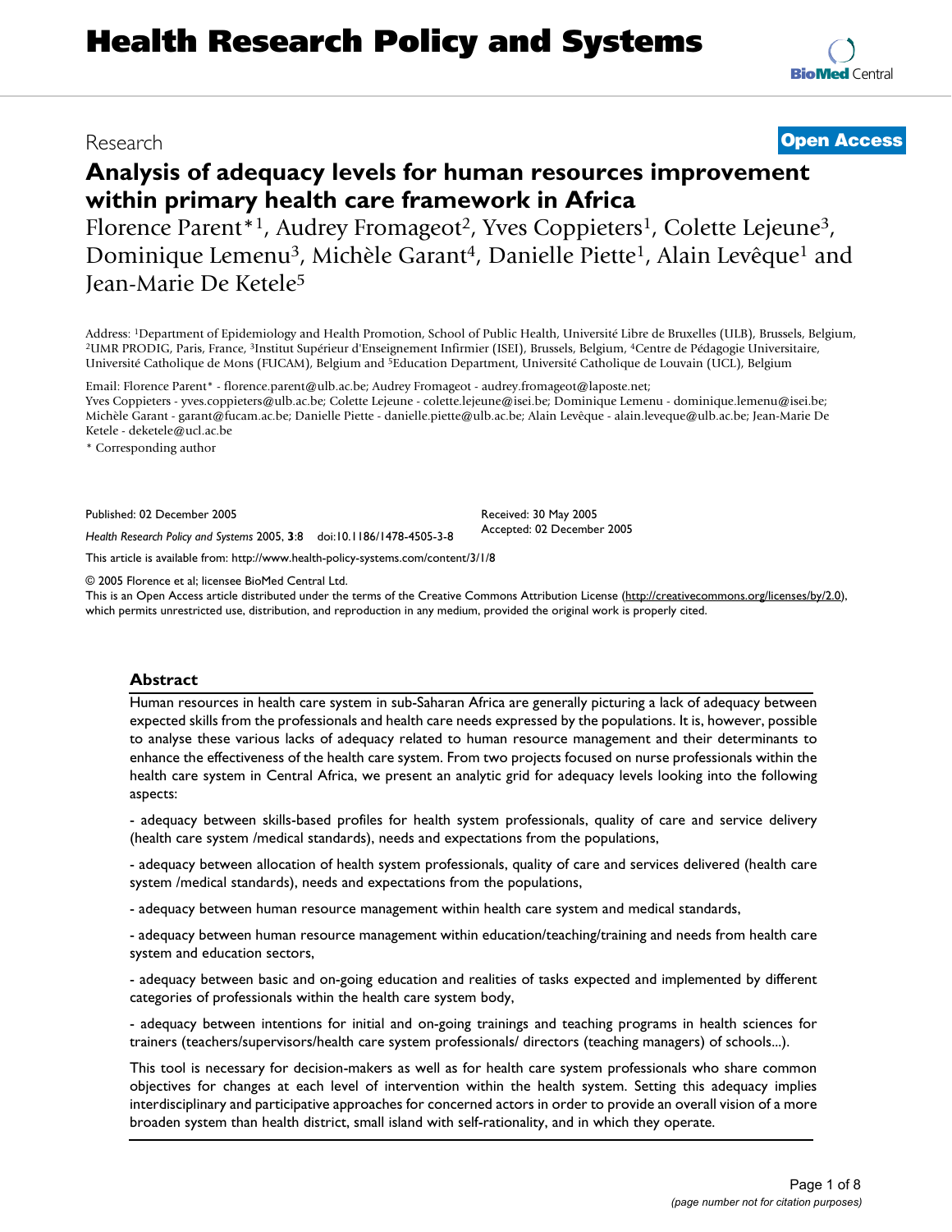Research **Open Access**

# Analysis of adequacy levels for human resources improvement within primary health care framework in Africa

Florence Parent*[1], Audrey Fromageot[2], Yves Coppieters[1], Colette Lejeune[3], Dominique Lemenu[3], Michèle Garant[4], Danielle Piette[1], Alain Levêque[1] and Jean-Marie De Ketele[5]

Address: [1]Department of Epidemiology and Health Promotion, School of Public Health, Université Libre de Bruxelles (ULB), Brussels, Belgium, [2]UMR PRODIG, Paris, France, [3]Institut Supérieur d'Enseignement Infirmier (ISEI), Brussels, Belgium, [4]Centre de Pédagogie Universitaire, Université Catholique de Mons (FUCAM), Belgium and [5]Education Department, Université Catholique de Louvain (UCL), Belgium

Email: Florence Parent* - florence.parent@ulb.ac.be; Audrey Fromageot - audrey.fromageot@laposte.net; Yves Coppieters - yves.coppieters@ulb.ac.be; Colette Lejeune - colette.lejeune@isei.be; Dominique Lemenu - dominique.lemenu@isei.be; Michèle Garant - garant@fucam.ac.be; Danielle Piette - danielle.piette@ulb.ac.be; Alain Levêque - alain.leveque@ulb.ac.be; Jean-Marie De Ketele - deketele@ucl.ac.be

* Corresponding author

Published: 02 December 2005

*Health Research Policy and Systems* 2005, **3**:8 doi:10.1186/1478-4505-3-8

Received: 30 May 2005
Accepted: 02 December 2005

This article is available from: http://www.health-policy-systems.com/content/3/1/8

© 2005 Florence et al; licensee BioMed Central Ltd.
This is an Open Access article distributed under the terms of the Creative Commons Attribution License (http://creativecommons.org/licenses/by/2.0), which permits unrestricted use, distribution, and reproduction in any medium, provided the original work is properly cited.

## Abstract

Human resources in health care system in sub-Saharan Africa are generally picturing a lack of adequacy between expected skills from the professionals and health care needs expressed by the populations. It is, however, possible to analyse these various lacks of adequacy related to human resource management and their determinants to enhance the effectiveness of the health care system. From two projects focused on nurse professionals within the health care system in Central Africa, we present an analytic grid for adequacy levels looking into the following aspects:

- adequacy between skills-based profiles for health system professionals, quality of care and service delivery (health care system /medical standards), needs and expectations from the populations,

- adequacy between allocation of health system professionals, quality of care and services delivered (health care system /medical standards), needs and expectations from the populations,

- adequacy between human resource management within health care system and medical standards,

- adequacy between human resource management within education/teaching/training and needs from health care system and education sectors,

- adequacy between basic and on-going education and realities of tasks expected and implemented by different categories of professionals within the health care system body,

- adequacy between intentions for initial and on-going trainings and teaching programs in health sciences for trainers (teachers/supervisors/health care system professionals/ directors (teaching managers) of schools...).

This tool is necessary for decision-makers as well as for health care system professionals who share common objectives for changes at each level of intervention within the health system. Setting this adequacy implies interdisciplinary and participative approaches for concerned actors in order to provide an overall vision of a more broaden system than health district, small island with self-rationality, and in which they operate.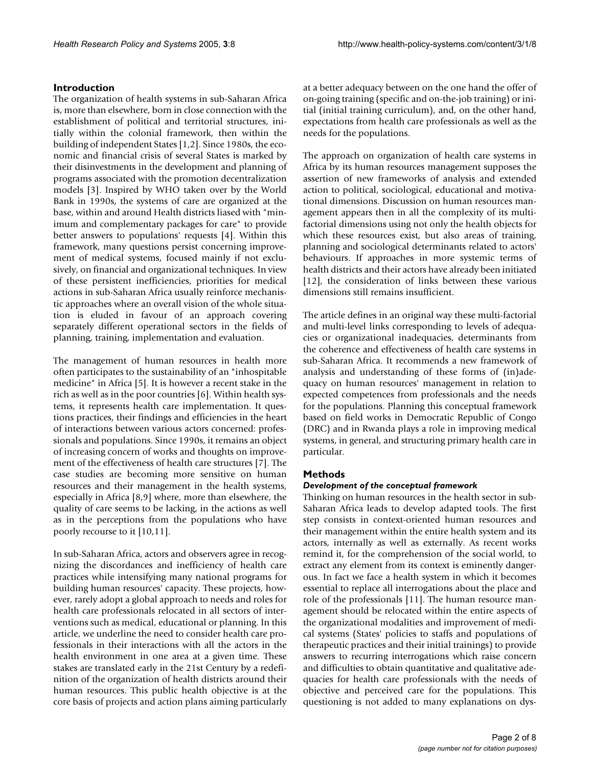## Introduction

The organization of health systems in sub-Saharan Africa is, more than elsewhere, born in close connection with the establishment of political and territorial structures, initially within the colonial framework, then within the building of independent States [1,2]. Since 1980s, the economic and financial crisis of several States is marked by their disinvestments in the development and planning of programs associated with the promotion decentralization models [3]. Inspired by WHO taken over by the World Bank in 1990s, the systems of care are organized at the base, within and around Health districts liased with "minimum and complementary packages for care" to provide better answers to populations' requests [4]. Within this framework, many questions persist concerning improvement of medical systems, focused mainly if not exclusively, on financial and organizational techniques. In view of these persistent inefficiencies, priorities for medical actions in sub-Saharan Africa usually reinforce mechanistic approaches where an overall vision of the whole situation is eluded in favour of an approach covering separately different operational sectors in the fields of planning, training, implementation and evaluation.

The management of human resources in health more often participates to the sustainability of an "inhospitable medicine" in Africa [5]. It is however a recent stake in the rich as well as in the poor countries [6]. Within health systems, it represents health care implementation. It questions practices, their findings and efficiencies in the heart of interactions between various actors concerned: professionals and populations. Since 1990s, it remains an object of increasing concern of works and thoughts on improvement of the effectiveness of health care structures [7]. The case studies are becoming more sensitive on human resources and their management in the health systems, especially in Africa [8,9] where, more than elsewhere, the quality of care seems to be lacking, in the actions as well as in the perceptions from the populations who have poorly recourse to it [10,11].

In sub-Saharan Africa, actors and observers agree in recognizing the discordances and inefficiency of health care practices while intensifying many national programs for building human resources' capacity. These projects, however, rarely adopt a global approach to needs and roles for health care professionals relocated in all sectors of interventions such as medical, educational or planning. In this article, we underline the need to consider health care professionals in their interactions with all the actors in the health environment in one area at a given time. These stakes are translated early in the 21st Century by a redefinition of the organization of health districts around their human resources. This public health objective is at the core basis of projects and action plans aiming particularly at a better adequacy between on the one hand the offer of on-going training (specific and on-the-job training) or initial (initial training curriculum), and, on the other hand, expectations from health care professionals as well as the needs for the populations.

The approach on organization of health care systems in Africa by its human resources management supposes the assertion of new frameworks of analysis and extended action to political, sociological, educational and motivational dimensions. Discussion on human resources management appears then in all the complexity of its multifactorial dimensions using not only the health objects for which these resources exist, but also areas of training, planning and sociological determinants related to actors' behaviours. If approaches in more systemic terms of health districts and their actors have already been initiated [12], the consideration of links between these various dimensions still remains insufficient.

The article defines in an original way these multi-factorial and multi-level links corresponding to levels of adequacies or organizational inadequacies, determinants from the coherence and effectiveness of health care systems in sub-Saharan Africa. It recommends a new framework of analysis and understanding of these forms of (in)adequacy on human resources' management in relation to expected competences from professionals and the needs for the populations. Planning this conceptual framework based on field works in Democratic Republic of Congo (DRC) and in Rwanda plays a role in improving medical systems, in general, and structuring primary health care in particular.

## Methods

### *Development of the conceptual framework*

Thinking on human resources in the health sector in sub-Saharan Africa leads to develop adapted tools. The first step consists in context-oriented human resources and their management within the entire health system and its actors, internally as well as externally. As recent works remind it, for the comprehension of the social world, to extract any element from its context is eminently dangerous. In fact we face a health system in which it becomes essential to replace all interrogations about the place and role of the professionals [11]. The human resource management should be relocated within the entire aspects of the organizational modalities and improvement of medical systems (States' policies to staffs and populations of therapeutic practices and their initial trainings) to provide answers to recurring interrogations which raise concern and difficulties to obtain quantitative and qualitative adequacies for health care professionals with the needs of objective and perceived care for the populations. This questioning is not added to many explanations on dys-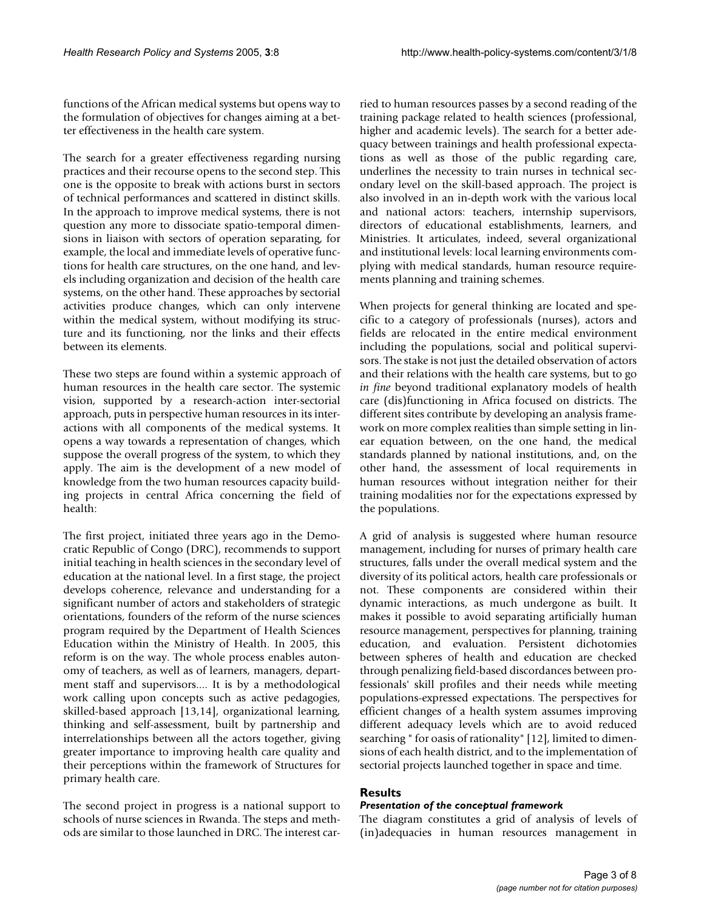functions of the African medical systems but opens way to the formulation of objectives for changes aiming at a better effectiveness in the health care system.

The search for a greater effectiveness regarding nursing practices and their recourse opens to the second step. This one is the opposite to break with actions burst in sectors of technical performances and scattered in distinct skills. In the approach to improve medical systems, there is not question any more to dissociate spatio-temporal dimensions in liaison with sectors of operation separating, for example, the local and immediate levels of operative functions for health care structures, on the one hand, and levels including organization and decision of the health care systems, on the other hand. These approaches by sectorial activities produce changes, which can only intervene within the medical system, without modifying its structure and its functioning, nor the links and their effects between its elements.

These two steps are found within a systemic approach of human resources in the health care sector. The systemic vision, supported by a research-action inter-sectorial approach, puts in perspective human resources in its interactions with all components of the medical systems. It opens a way towards a representation of changes, which suppose the overall progress of the system, to which they apply. The aim is the development of a new model of knowledge from the two human resources capacity building projects in central Africa concerning the field of health:

The first project, initiated three years ago in the Democratic Republic of Congo (DRC), recommends to support initial teaching in health sciences in the secondary level of education at the national level. In a first stage, the project develops coherence, relevance and understanding for a significant number of actors and stakeholders of strategic orientations, founders of the reform of the nurse sciences program required by the Department of Health Sciences Education within the Ministry of Health. In 2005, this reform is on the way. The whole process enables autonomy of teachers, as well as of learners, managers, department staff and supervisors.... It is by a methodological work calling upon concepts such as active pedagogies, skilled-based approach [13,14], organizational learning, thinking and self-assessment, built by partnership and interrelationships between all the actors together, giving greater importance to improving health care quality and their perceptions within the framework of Structures for primary health care.

The second project in progress is a national support to schools of nurse sciences in Rwanda. The steps and methods are similar to those launched in DRC. The interest carried to human resources passes by a second reading of the training package related to health sciences (professional, higher and academic levels). The search for a better adequacy between trainings and health professional expectations as well as those of the public regarding care, underlines the necessity to train nurses in technical secondary level on the skill-based approach. The project is also involved in an in-depth work with the various local and national actors: teachers, internship supervisors, directors of educational establishments, learners, and Ministries. It articulates, indeed, several organizational and institutional levels: local learning environments complying with medical standards, human resource requirements planning and training schemes.

When projects for general thinking are located and specific to a category of professionals (nurses), actors and fields are relocated in the entire medical environment including the populations, social and political supervisors. The stake is not just the detailed observation of actors and their relations with the health care systems, but to go *in fine* beyond traditional explanatory models of health care (dis)functioning in Africa focused on districts. The different sites contribute by developing an analysis framework on more complex realities than simple setting in linear equation between, on the one hand, the medical standards planned by national institutions, and, on the other hand, the assessment of local requirements in human resources without integration neither for their training modalities nor for the expectations expressed by the populations.

A grid of analysis is suggested where human resource management, including for nurses of primary health care structures, falls under the overall medical system and the diversity of its political actors, health care professionals or not. These components are considered within their dynamic interactions, as much undergone as built. It makes it possible to avoid separating artificially human resource management, perspectives for planning, training education, and evaluation. Persistent dichotomies between spheres of health and education are checked through penalizing field-based discordances between professionals' skill profiles and their needs while meeting populations-expressed expectations. The perspectives for efficient changes of a health system assumes improving different adequacy levels which are to avoid reduced searching " for oasis of rationality" [12], limited to dimensions of each health district, and to the implementation of sectorial projects launched together in space and time.

## Results

### *Presentation of the conceptual framework*

The diagram constitutes a grid of analysis of levels of (in)adequacies in human resources management in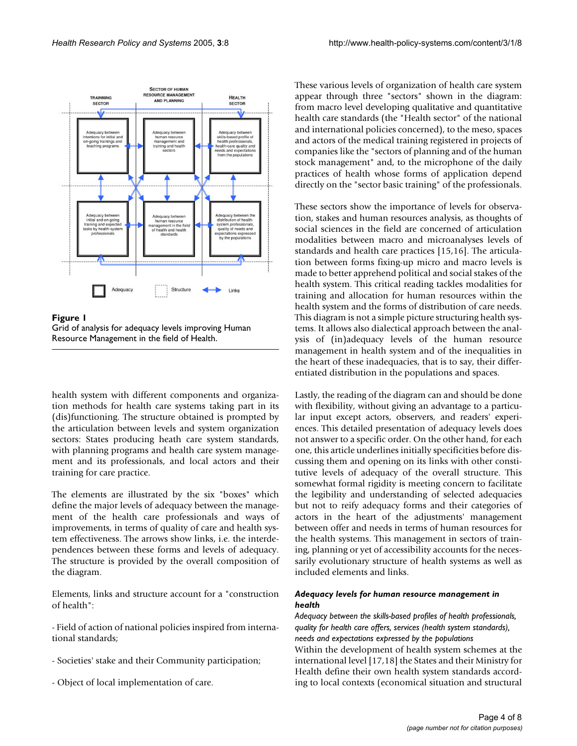TRAINNING SECTOR

SECTOR OF HUMAN RESOURCE MANAGEMENT AND PLANNING

HEALTH SECTOR

Adequacy between intentions for initial and on-going trainings and teaching programs

Adequacy between human resource management and training and health sectors

Adequacy between skills-based profile of health professionals, health-care quality and needs and expectations from the populations

Adequacy between initial and on-going training and expected tasks by health-system professionals

Adequacy between human resource management in the field of health and health standards

Adequacy between the distribution of health-system professionals, quality of needs and expectations expressed by the populations

Adequacy

Structure

Links

**Figure 1**
Grid of analysis for adequacy levels improving Human Resource Management in the field of Health.

health system with different components and organization methods for health care systems taking part in its (dis)functioning. The structure obtained is prompted by the articulation between levels and system organization sectors: States producing heath care system standards, with planning programs and health care system management and its professionals, and local actors and their training for care practice.

The elements are illustrated by the six "boxes" which define the major levels of adequacy between the management of the health care professionals and ways of improvements, in terms of quality of care and health system effectiveness. The arrows show links, i.e. the interdependences between these forms and levels of adequacy. The structure is provided by the overall composition of the diagram.

Elements, links and structure account for a "construction of health":

- Field of action of national policies inspired from international standards;

- Societies' stake and their Community participation;

- Object of local implementation of care.

These various levels of organization of health care system appear through three "sectors" shown in the diagram: from macro level developing qualitative and quantitative health care standards (the "Health sector" of the national and international policies concerned), to the meso, spaces and actors of the medical training registered in projects of companies like the "sectors of planning and of the human stock management" and, to the microphone of the daily practices of health whose forms of application depend directly on the "sector basic training" of the professionals.

These sectors show the importance of levels for observation, stakes and human resources analysis, as thoughts of social sciences in the field are concerned of articulation modalities between macro and microanalyses levels of standards and health care practices [15,16]. The articulation between forms fixing-up micro and macro levels is made to better apprehend political and social stakes of the health system. This critical reading tackles modalities for training and allocation for human resources within the health system and the forms of distribution of care needs. This diagram is not a simple picture structuring health systems. It allows also dialectical approach between the analysis of (in)adequacy levels of the human resource management in health system and of the inequalities in the heart of these inadequacies, that is to say, their differentiated distribution in the populations and spaces.

Lastly, the reading of the diagram can and should be done with flexibility, without giving an advantage to a particular input except actors, observers, and readers' experiences. This detailed presentation of adequacy levels does not answer to a specific order. On the other hand, for each one, this article underlines initially specificities before discussing them and opening on its links with other constitutive levels of adequacy of the overall structure. This somewhat formal rigidity is meeting concern to facilitate the legibility and understanding of selected adequacies but not to reify adequacy forms and their categories of actors in the heart of the adjustments' management between offer and needs in terms of human resources for the health systems. This management in sectors of training, planning or yet of accessibility accounts for the necessarily evolutionary structure of health systems as well as included elements and links.

### *Adequacy levels for human resource management in health*

*Adequacy between the skills-based profiles of health professionals, quality for health care offers, services (health system standards), needs and expectations expressed by the populations*

Within the development of health system schemes at the international level [17,18] the States and their Ministry for Health define their own health system standards according to local contexts (economical situation and structural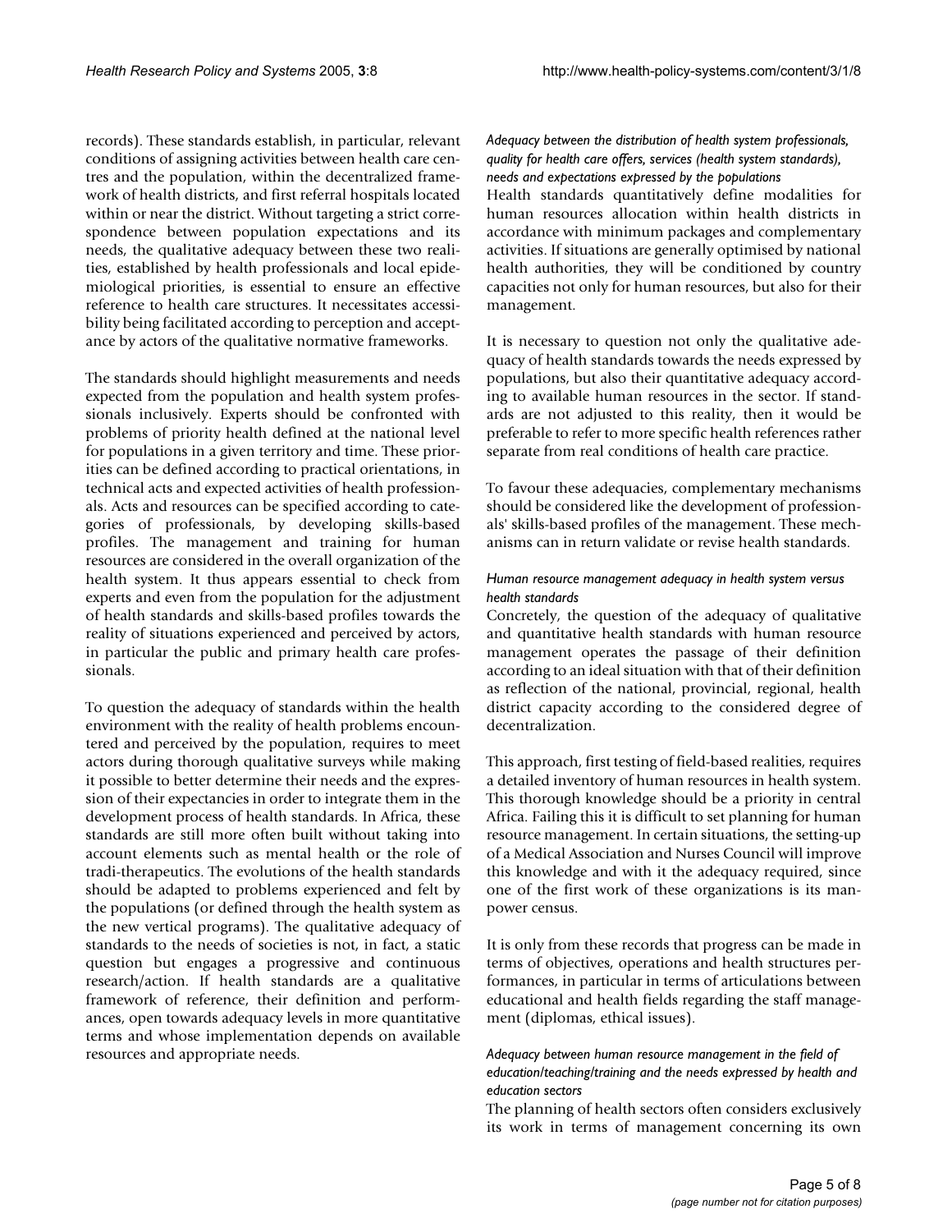records). These standards establish, in particular, relevant conditions of assigning activities between health care centres and the population, within the decentralized framework of health districts, and first referral hospitals located within or near the district. Without targeting a strict correspondence between population expectations and its needs, the qualitative adequacy between these two realities, established by health professionals and local epidemiological priorities, is essential to ensure an effective reference to health care structures. It necessitates accessibility being facilitated according to perception and acceptance by actors of the qualitative normative frameworks.

The standards should highlight measurements and needs expected from the population and health system professionals inclusively. Experts should be confronted with problems of priority health defined at the national level for populations in a given territory and time. These priorities can be defined according to practical orientations, in technical acts and expected activities of health professionals. Acts and resources can be specified according to categories of professionals, by developing skills-based profiles. The management and training for human resources are considered in the overall organization of the health system. It thus appears essential to check from experts and even from the population for the adjustment of health standards and skills-based profiles towards the reality of situations experienced and perceived by actors, in particular the public and primary health care professionals.

To question the adequacy of standards within the health environment with the reality of health problems encountered and perceived by the population, requires to meet actors during thorough qualitative surveys while making it possible to better determine their needs and the expression of their expectancies in order to integrate them in the development process of health standards. In Africa, these standards are still more often built without taking into account elements such as mental health or the role of tradi-therapeutics. The evolutions of the health standards should be adapted to problems experienced and felt by the populations (or defined through the health system as the new vertical programs). The qualitative adequacy of standards to the needs of societies is not, in fact, a static question but engages a progressive and continuous research/action. If health standards are a qualitative framework of reference, their definition and performances, open towards adequacy levels in more quantitative terms and whose implementation depends on available resources and appropriate needs.

#### *Adequacy between the distribution of health system professionals, quality for health care offers, services (health system standards), needs and expectations expressed by the populations*

Health standards quantitatively define modalities for human resources allocation within health districts in accordance with minimum packages and complementary activities. If situations are generally optimised by national health authorities, they will be conditioned by country capacities not only for human resources, but also for their management.

It is necessary to question not only the qualitative adequacy of health standards towards the needs expressed by populations, but also their quantitative adequacy according to available human resources in the sector. If standards are not adjusted to this reality, then it would be preferable to refer to more specific health references rather separate from real conditions of health care practice.

To favour these adequacies, complementary mechanisms should be considered like the development of professionals' skills-based profiles of the management. These mechanisms can in return validate or revise health standards.

#### *Human resource management adequacy in health system versus health standards*

Concretely, the question of the adequacy of qualitative and quantitative health standards with human resource management operates the passage of their definition according to an ideal situation with that of their definition as reflection of the national, provincial, regional, health district capacity according to the considered degree of decentralization.

This approach, first testing of field-based realities, requires a detailed inventory of human resources in health system. This thorough knowledge should be a priority in central Africa. Failing this it is difficult to set planning for human resource management. In certain situations, the setting-up of a Medical Association and Nurses Council will improve this knowledge and with it the adequacy required, since one of the first work of these organizations is its manpower census.

It is only from these records that progress can be made in terms of objectives, operations and health structures performances, in particular in terms of articulations between educational and health fields regarding the staff management (diplomas, ethical issues).

#### *Adequacy between human resource management in the field of education/teaching/training and the needs expressed by health and education sectors*

The planning of health sectors often considers exclusively its work in terms of management concerning its own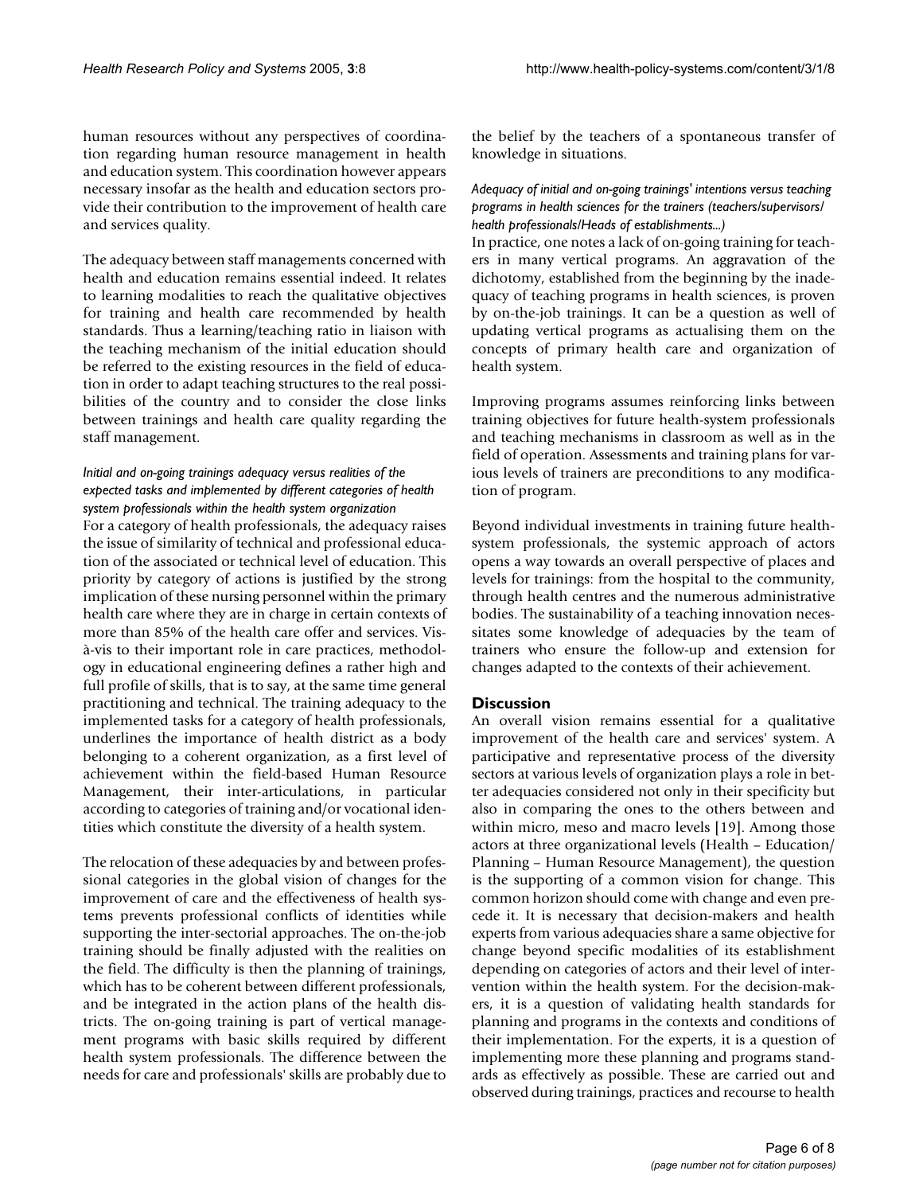human resources without any perspectives of coordination regarding human resource management in health and education system. This coordination however appears necessary insofar as the health and education sectors provide their contribution to the improvement of health care and services quality.

The adequacy between staff managements concerned with health and education remains essential indeed. It relates to learning modalities to reach the qualitative objectives for training and health care recommended by health standards. Thus a learning/teaching ratio in liaison with the teaching mechanism of the initial education should be referred to the existing resources in the field of education in order to adapt teaching structures to the real possibilities of the country and to consider the close links between trainings and health care quality regarding the staff management.

#### *Initial and on-going trainings adequacy versus realities of the expected tasks and implemented by different categories of health system professionals within the health system organization*

For a category of health professionals, the adequacy raises the issue of similarity of technical and professional education of the associated or technical level of education. This priority by category of actions is justified by the strong implication of these nursing personnel within the primary health care where they are in charge in certain contexts of more than 85% of the health care offer and services. Vis-à-vis to their important role in care practices, methodology in educational engineering defines a rather high and full profile of skills, that is to say, at the same time general practitioning and technical. The training adequacy to the implemented tasks for a category of health professionals, underlines the importance of health district as a body belonging to a coherent organization, as a first level of achievement within the field-based Human Resource Management, their inter-articulations, in particular according to categories of training and/or vocational identities which constitute the diversity of a health system.

The relocation of these adequacies by and between professional categories in the global vision of changes for the improvement of care and the effectiveness of health systems prevents professional conflicts of identities while supporting the inter-sectorial approaches. The on-the-job training should be finally adjusted with the realities on the field. The difficulty is then the planning of trainings, which has to be coherent between different professionals, and be integrated in the action plans of the health districts. The on-going training is part of vertical management programs with basic skills required by different health system professionals. The difference between the needs for care and professionals' skills are probably due to the belief by the teachers of a spontaneous transfer of knowledge in situations.

#### *Adequacy of initial and on-going trainings' intentions versus teaching programs in health sciences for the trainers (teachers/supervisors/health professionals/Heads of establishments...)*

In practice, one notes a lack of on-going training for teachers in many vertical programs. An aggravation of the dichotomy, established from the beginning by the inadequacy of teaching programs in health sciences, is proven by on-the-job trainings. It can be a question as well of updating vertical programs as actualising them on the concepts of primary health care and organization of health system.

Improving programs assumes reinforcing links between training objectives for future health-system professionals and teaching mechanisms in classroom as well as in the field of operation. Assessments and training plans for various levels of trainers are preconditions to any modification of program.

Beyond individual investments in training future health-system professionals, the systemic approach of actors opens a way towards an overall perspective of places and levels for trainings: from the hospital to the community, through health centres and the numerous administrative bodies. The sustainability of a teaching innovation necessitates some knowledge of adequacies by the team of trainers who ensure the follow-up and extension for changes adapted to the contexts of their achievement.

## Discussion

An overall vision remains essential for a qualitative improvement of the health care and services' system. A participative and representative process of the diversity sectors at various levels of organization plays a role in better adequacies considered not only in their specificity but also in comparing the ones to the others between and within micro, meso and macro levels [19]. Among those actors at three organizational levels (Health – Education/ Planning – Human Resource Management), the question is the supporting of a common vision for change. This common horizon should come with change and even precede it. It is necessary that decision-makers and health experts from various adequacies share a same objective for change beyond specific modalities of its establishment depending on categories of actors and their level of intervention within the health system. For the decision-makers, it is a question of validating health standards for planning and programs in the contexts and conditions of their implementation. For the experts, it is a question of implementing more these planning and programs standards as effectively as possible. These are carried out and observed during trainings, practices and recourse to health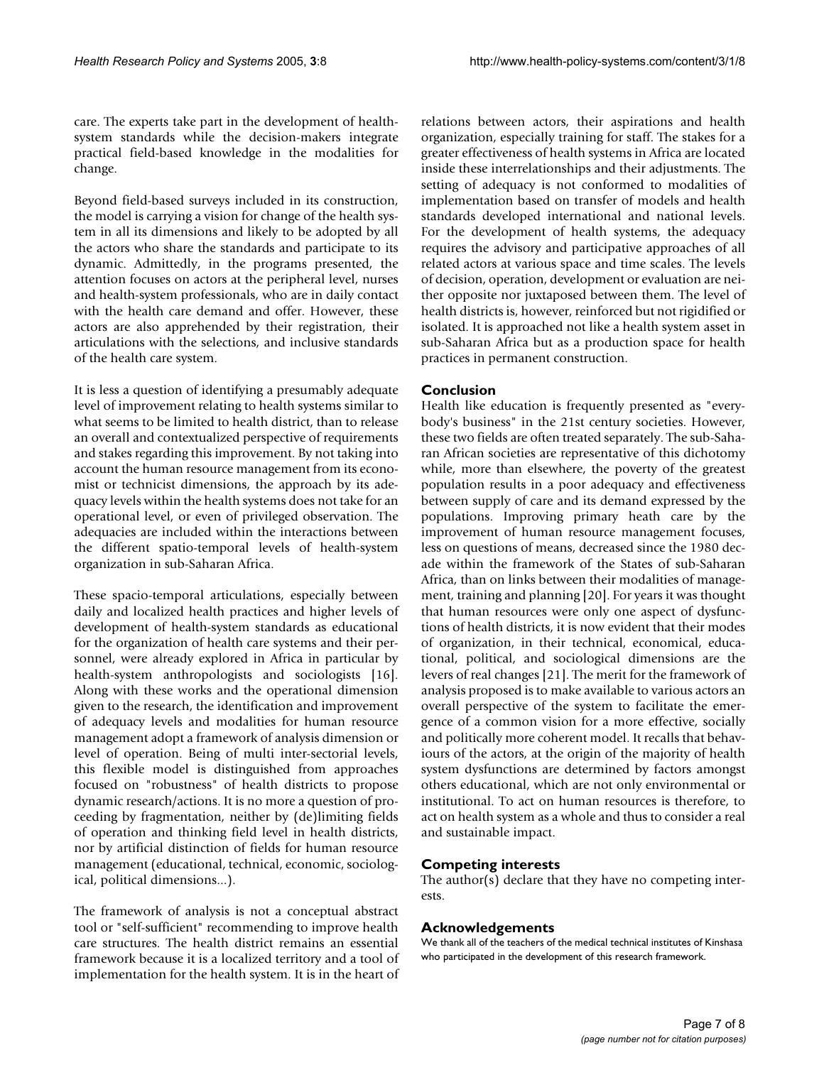care. The experts take part in the development of health-system standards while the decision-makers integrate practical field-based knowledge in the modalities for change.

Beyond field-based surveys included in its construction, the model is carrying a vision for change of the health system in all its dimensions and likely to be adopted by all the actors who share the standards and participate to its dynamic. Admittedly, in the programs presented, the attention focuses on actors at the peripheral level, nurses and health-system professionals, who are in daily contact with the health care demand and offer. However, these actors are also apprehended by their registration, their articulations with the selections, and inclusive standards of the health care system.

It is less a question of identifying a presumably adequate level of improvement relating to health systems similar to what seems to be limited to health district, than to release an overall and contextualized perspective of requirements and stakes regarding this improvement. By not taking into account the human resource management from its economist or technicist dimensions, the approach by its adequacy levels within the health systems does not take for an operational level, or even of privileged observation. The adequacies are included within the interactions between the different spatio-temporal levels of health-system organization in sub-Saharan Africa.

These spacio-temporal articulations, especially between daily and localized health practices and higher levels of development of health-system standards as educational for the organization of health care systems and their personnel, were already explored in Africa in particular by health-system anthropologists and sociologists [16]. Along with these works and the operational dimension given to the research, the identification and improvement of adequacy levels and modalities for human resource management adopt a framework of analysis dimension or level of operation. Being of multi inter-sectorial levels, this flexible model is distinguished from approaches focused on "robustness" of health districts to propose dynamic research/actions. It is no more a question of proceeding by fragmentation, neither by (de)limiting fields of operation and thinking field level in health districts, nor by artificial distinction of fields for human resource management (educational, technical, economic, sociological, political dimensions...).

The framework of analysis is not a conceptual abstract tool or "self-sufficient" recommending to improve health care structures. The health district remains an essential framework because it is a localized territory and a tool of implementation for the health system. It is in the heart of relations between actors, their aspirations and health organization, especially training for staff. The stakes for a greater effectiveness of health systems in Africa are located inside these interrelationships and their adjustments. The setting of adequacy is not conformed to modalities of implementation based on transfer of models and health standards developed international and national levels. For the development of health systems, the adequacy requires the advisory and participative approaches of all related actors at various space and time scales. The levels of decision, operation, development or evaluation are neither opposite nor juxtaposed between them. The level of health districts is, however, reinforced but not rigidified or isolated. It is approached not like a health system asset in sub-Saharan Africa but as a production space for health practices in permanent construction.

## Conclusion

Health like education is frequently presented as "everybody's business" in the 21st century societies. However, these two fields are often treated separately. The sub-Saharan African societies are representative of this dichotomy while, more than elsewhere, the poverty of the greatest population results in a poor adequacy and effectiveness between supply of care and its demand expressed by the populations. Improving primary heath care by the improvement of human resource management focuses, less on questions of means, decreased since the 1980 decade within the framework of the States of sub-Saharan Africa, than on links between their modalities of management, training and planning [20]. For years it was thought that human resources were only one aspect of dysfunctions of health districts, it is now evident that their modes of organization, in their technical, economical, educational, political, and sociological dimensions are the levers of real changes [21]. The merit for the framework of analysis proposed is to make available to various actors an overall perspective of the system to facilitate the emergence of a common vision for a more effective, socially and politically more coherent model. It recalls that behaviours of the actors, at the origin of the majority of health system dysfunctions are determined by factors amongst others educational, which are not only environmental or institutional. To act on human resources is therefore, to act on health system as a whole and thus to consider a real and sustainable impact.

## Competing interests

The author(s) declare that they have no competing interests.

## Acknowledgements

We thank all of the teachers of the medical technical institutes of Kinshasa who participated in the development of this research framework.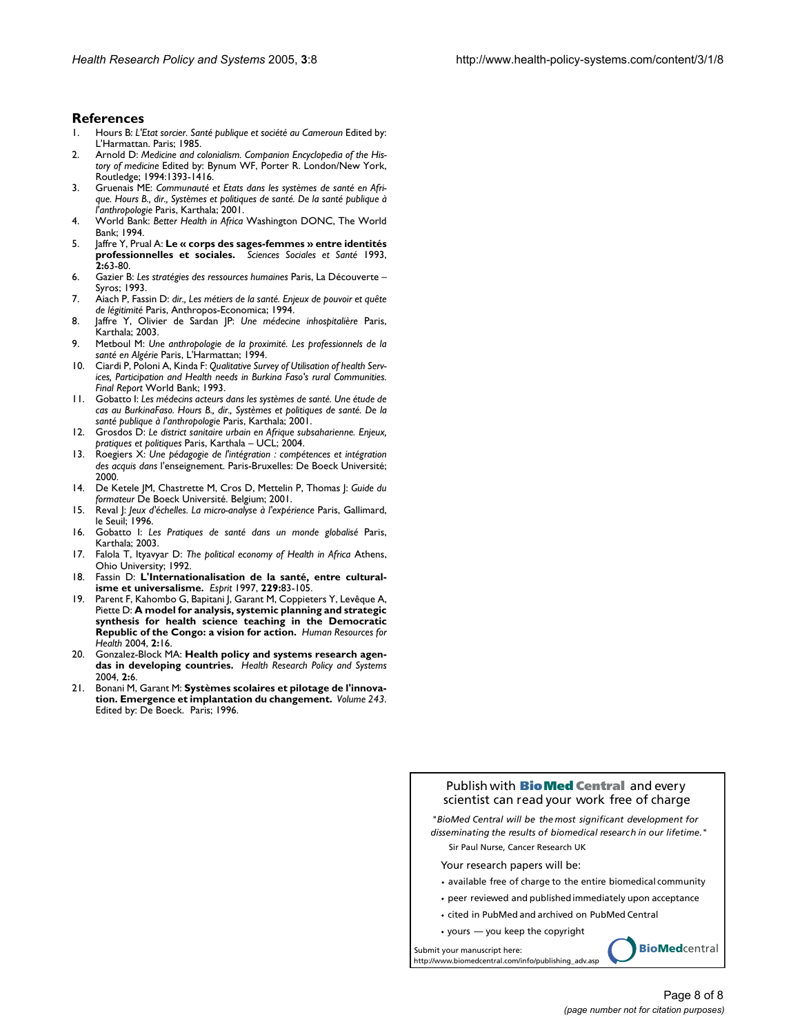## References

1. Hours B: *L'Etat sorcier. Santé publique et société au Cameroun* Edited by: L'Harmattan. Paris; 1985.
2. Arnold D: *Medicine and colonialism. Companion Encyclopedia of the History of medicine* Edited by: Bynum WF, Porter R. London/New York, Routledge; 1994:1393-1416.
3. Gruenais ME: *Communauté et Etats dans les systèmes de santé en Afrique. Hours B., dir., Systèmes et politiques de santé. De la santé publique à l'anthropologie* Paris, Karthala; 2001.
4. World Bank: *Better Health in Africa* Washington DONC, The World Bank; 1994.
5. Jaffre Y, Prual A: **Le « corps des sages-femmes » entre identités professionnelles et sociales.** *Sciences Sociales et Santé* 1993, **2:**63-80.
6. Gazier B: *Les stratégies des ressources humaines* Paris, La Découverte – Syros; 1993.
7. Aiach P, Fassin D: *dir., Les métiers de la santé. Enjeux de pouvoir et quête de légitimité* Paris, Anthropos-Economica; 1994.
8. Jaffre Y, Olivier de Sardan JP: *Une médecine inhospitalière* Paris, Karthala; 2003.
9. Metboul M: *Une anthropologie de la proximité. Les professionnels de la santé en Algérie* Paris, L'Harmattan; 1994.
10. Ciardi P, Poloni A, Kinda F: *Qualitative Survey of Utilisation of health Services, Participation and Health needs in Burkina Faso's rural Communities. Final Report* World Bank; 1993.
11. Gobatto I: *Les médecins acteurs dans les systèmes de santé. Une étude de cas au BurkinaFaso. Hours B., dir., Systèmes et politiques de santé. De la santé publique à l'anthropologie* Paris, Karthala; 2001.
12. Grosdos D: *Le district sanitaire urbain en Afrique subsaharienne. Enjeux, pratiques et politiques* Paris, Karthala – UCL; 2004.
13. Roegiers X: *Une pédagogie de l'intégration : compétences et intégration des acquis dans* l'enseignement. Paris-Bruxelles: De Boeck Université; 2000.
14. De Ketele JM, Chastrette M, Cros D, Mettelin P, Thomas J: *Guide du formateur* De Boeck Université. Belgium; 2001.
15. Reval J: *Jeux d'échelles. La micro-analyse à l'expérience* Paris, Gallimard, le Seuil; 1996.
16. Gobatto I: *Les Pratiques de santé dans un monde globalisé* Paris, Karthala; 2003.
17. Falola T, Ityavyar D: *The political economy of Health in Africa* Athens, Ohio University; 1992.
18. Fassin D: **L'Internationalisation de la santé, entre culturalisme et universalisme.** *Esprit* 1997, **229:**83-105.
19. Parent F, Kahombo G, Bapitani J, Garant M, Coppieters Y, Levêque A, Piette D: **A model for analysis, systemic planning and strategic synthesis for health science teaching in the Democratic Republic of the Congo: a vision for action.** *Human Resources for Health* 2004, **2:**16.
20. Gonzalez-Block MA: **Health policy and systems research agendas in developing countries.** *Health Research Policy and Systems* 2004, **2:**6.
21. Bonani M, Garant M: **Systèmes scolaires et pilotage de l'innovation. Emergence et implantation du changement.** *Volume 243*. Edited by: De Boeck. Paris; 1996.

Publish with **BioMed Central** and every scientist can read your work free of charge

*"BioMed Central will be the most significant development for disseminating the results of biomedical research in our lifetime."*

Sir Paul Nurse, Cancer Research UK

Your research papers will be:

- available free of charge to the entire biomedical community
- peer reviewed and published immediately upon acceptance
- cited in PubMed and archived on PubMed Central
- yours — you keep the copyright

Submit your manuscript here:
http://www.biomedcentral.com/info/publishing_adv.asp

**BioMed**central